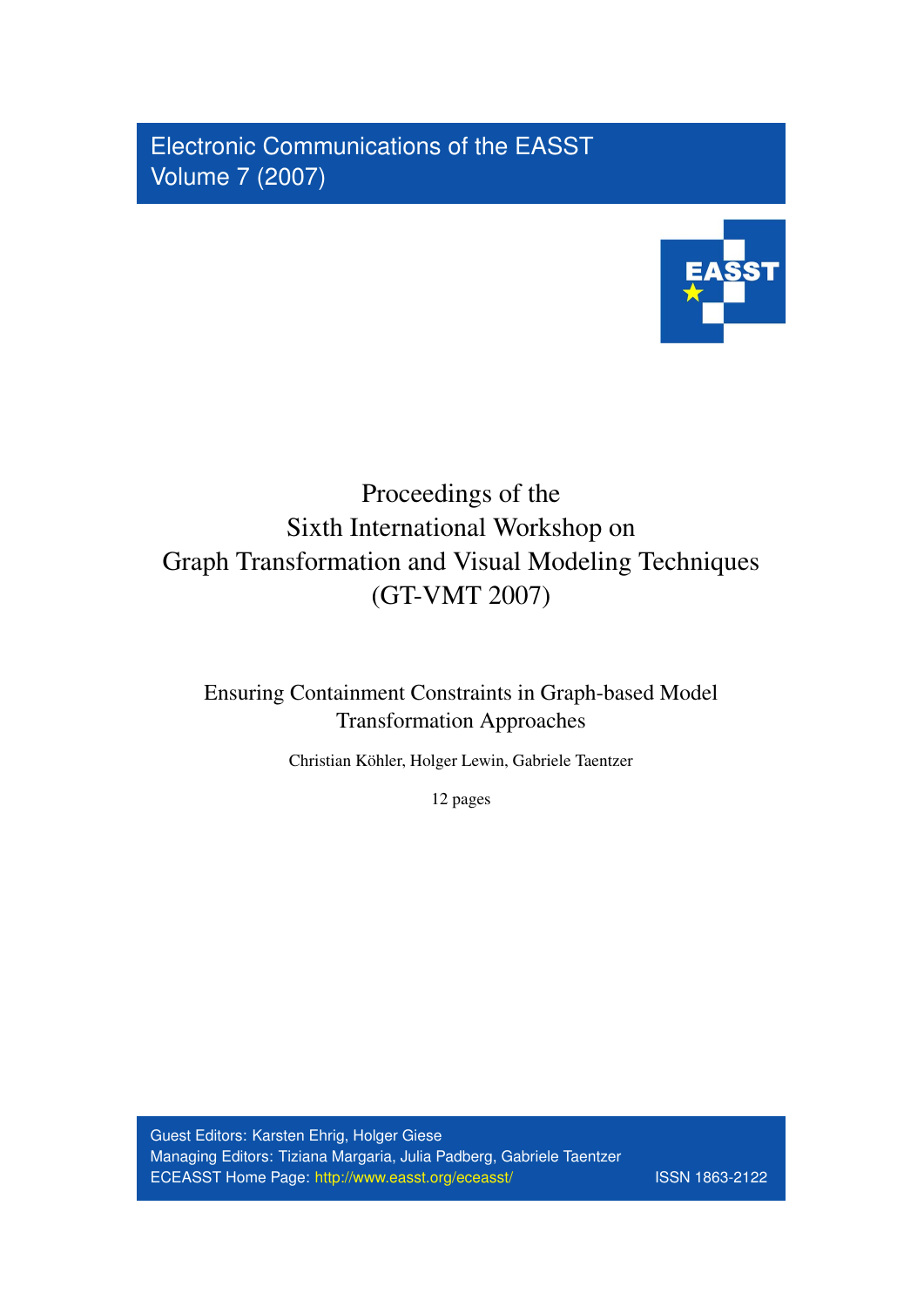Electronic Communications of the EASST
Volume 7 (2007)

# Proceedings of the Sixth International Workshop on Graph Transformation and Visual Modeling Techniques (GT-VMT 2007)

## Ensuring Containment Constraints in Graph-based Model Transformation Approaches

Christian Köhler, Holger Lewin, Gabriele Taentzer

12 pages

Guest Editors: Karsten Ehrig, Holger Giese
Managing Editors: Tiziana Margaria, Julia Padberg, Gabriele Taentzer
ECEASST Home Page: http://www.easst.org/eceasst/ ISSN 1863-2122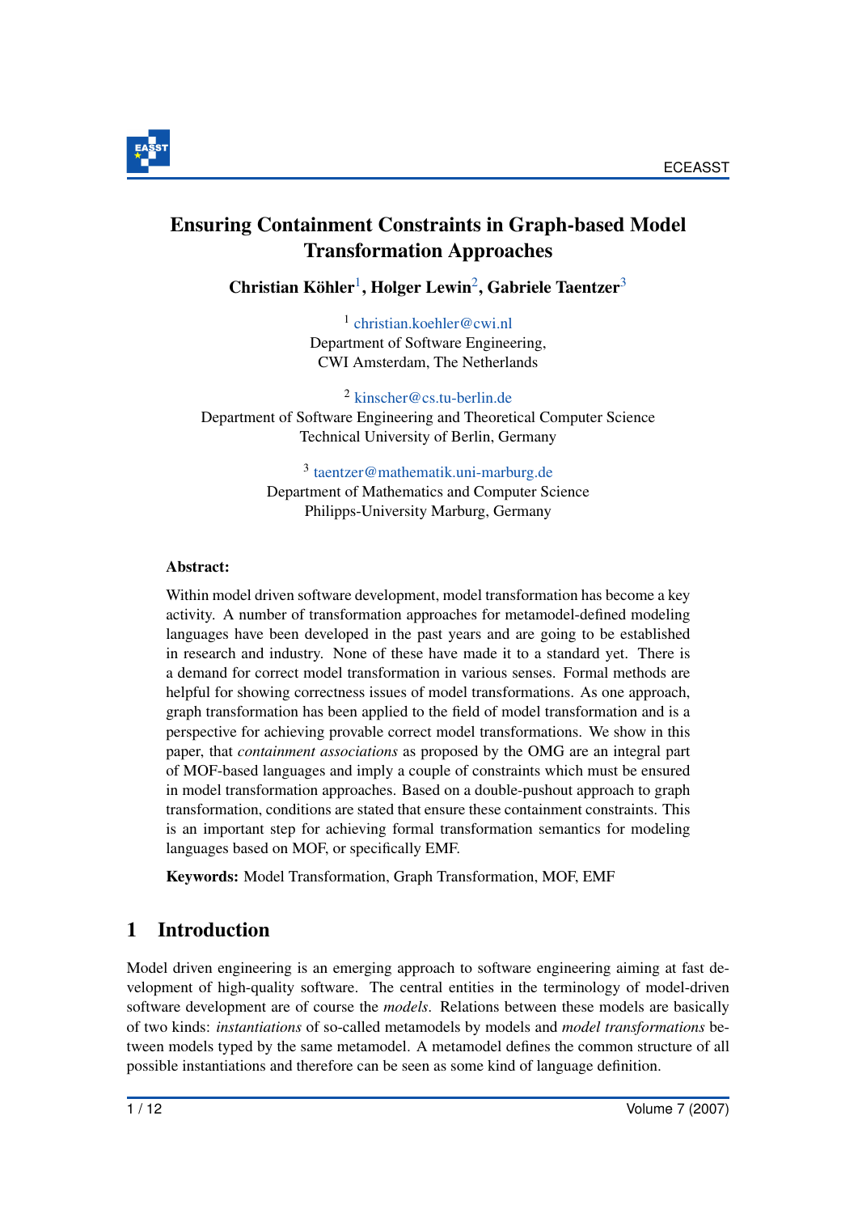# Ensuring Containment Constraints in Graph-based Model Transformation Approaches

**Christian Köhler**[1], **Holger Lewin**[2], **Gabriele Taentzer**[3]

[1] christian.koehler@cwi.nl
Department of Software Engineering,
CWI Amsterdam, The Netherlands

[2] kinscher@cs.tu-berlin.de
Department of Software Engineering and Theoretical Computer Science
Technical University of Berlin, Germany

[3] taentzer@mathematik.uni-marburg.de
Department of Mathematics and Computer Science
Philipps-University Marburg, Germany

**Abstract:**

Within model driven software development, model transformation has become a key activity. A number of transformation approaches for metamodel-defined modeling languages have been developed in the past years and are going to be established in research and industry. None of these have made it to a standard yet. There is a demand for correct model transformation in various senses. Formal methods are helpful for showing correctness issues of model transformations. As one approach, graph transformation has been applied to the field of model transformation and is a perspective for achieving provable correct model transformations. We show in this paper, that *containment associations* as proposed by the OMG are an integral part of MOF-based languages and imply a couple of constraints which must be ensured in model transformation approaches. Based on a double-pushout approach to graph transformation, conditions are stated that ensure these containment constraints. This is an important step for achieving formal transformation semantics for modeling languages based on MOF, or specifically EMF.

**Keywords:** Model Transformation, Graph Transformation, MOF, EMF

## 1 Introduction

Model driven engineering is an emerging approach to software engineering aiming at fast development of high-quality software. The central entities in the terminology of model-driven software development are of course the *models*. Relations between these models are basically of two kinds: *instantiations* of so-called metamodels by models and *model transformations* between models typed by the same metamodel. A metamodel defines the common structure of all possible instantiations and therefore can be seen as some kind of language definition.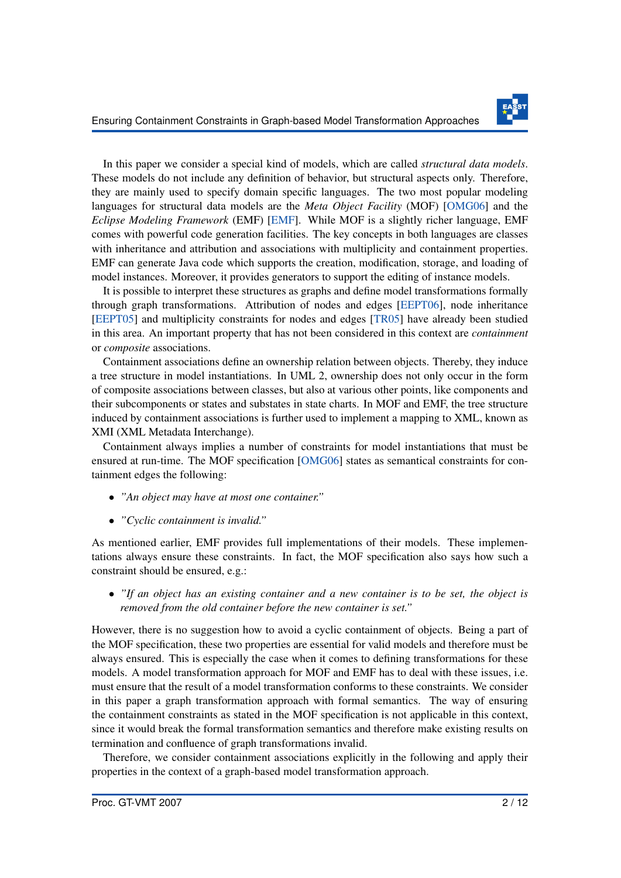In this paper we consider a special kind of models, which are called *structural data models*. These models do not include any definition of behavior, but structural aspects only. Therefore, they are mainly used to specify domain specific languages. The two most popular modeling languages for structural data models are the *Meta Object Facility* (MOF) [OMG06] and the *Eclipse Modeling Framework* (EMF) [EMF]. While MOF is a slightly richer language, EMF comes with powerful code generation facilities. The key concepts in both languages are classes with inheritance and attribution and associations with multiplicity and containment properties. EMF can generate Java code which supports the creation, modification, storage, and loading of model instances. Moreover, it provides generators to support the editing of instance models.

It is possible to interpret these structures as graphs and define model transformations formally through graph transformations. Attribution of nodes and edges [EEPT06], node inheritance [EEPT05] and multiplicity constraints for nodes and edges [TR05] have already been studied in this area. An important property that has not been considered in this context are *containment* or *composite* associations.

Containment associations define an ownership relation between objects. Thereby, they induce a tree structure in model instantiations. In UML 2, ownership does not only occur in the form of composite associations between classes, but also at various other points, like components and their subcomponents or states and substates in state charts. In MOF and EMF, the tree structure induced by containment associations is further used to implement a mapping to XML, known as XMI (XML Metadata Interchange).

Containment always implies a number of constraints for model instantiations that must be ensured at run-time. The MOF specification [OMG06] states as semantical constraints for containment edges the following:

- *"An object may have at most one container."*
- *"Cyclic containment is invalid."*

As mentioned earlier, EMF provides full implementations of their models. These implementations always ensure these constraints. In fact, the MOF specification also says how such a constraint should be ensured, e.g.:

- *"If an object has an existing container and a new container is to be set, the object is removed from the old container before the new container is set."*

However, there is no suggestion how to avoid a cyclic containment of objects. Being a part of the MOF specification, these two properties are essential for valid models and therefore must be always ensured. This is especially the case when it comes to defining transformations for these models. A model transformation approach for MOF and EMF has to deal with these issues, i.e. must ensure that the result of a model transformation conforms to these constraints. We consider in this paper a graph transformation approach with formal semantics. The way of ensuring the containment constraints as stated in the MOF specification is not applicable in this context, since it would break the formal transformation semantics and therefore make existing results on termination and confluence of graph transformations invalid.

Therefore, we consider containment associations explicitly in the following and apply their properties in the context of a graph-based model transformation approach.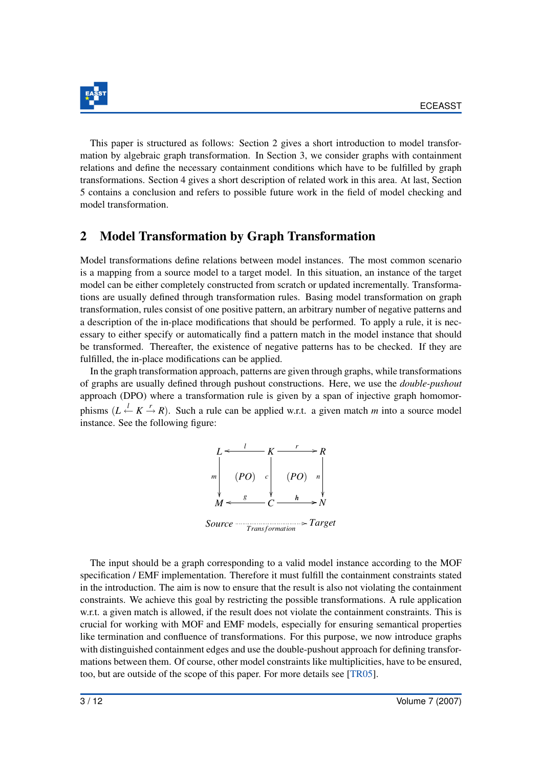This paper is structured as follows: Section 2 gives a short introduction to model transformation by algebraic graph transformation. In Section 3, we consider graphs with containment relations and define the necessary containment conditions which have to be fulfilled by graph transformations. Section 4 gives a short description of related work in this area. At last, Section 5 contains a conclusion and refers to possible future work in the field of model checking and model transformation.

## 2 Model Transformation by Graph Transformation

Model transformations define relations between model instances. The most common scenario is a mapping from a source model to a target model. In this situation, an instance of the target model can be either completely constructed from scratch or updated incrementally. Transformations are usually defined through transformation rules. Basing model transformation on graph transformation, rules consist of one positive pattern, an arbitrary number of negative patterns and a description of the in-place modifications that should be performed. To apply a rule, it is necessary to either specify or automatically find a pattern match in the model instance that should be transformed. Thereafter, the existence of negative patterns has to be checked. If they are fulfilled, the in-place modifications can be applied.

In the graph transformation approach, patterns are given through graphs, while transformations of graphs are usually defined through pushout constructions. Here, we use the *double-pushout* approach (DPO) where a transformation rule is given by a span of injective graph homomorphisms $(L \stackrel{l}{\leftarrow} K \stackrel{r}{\rightarrow} R)$. Such a rule can be applied w.r.t. a given match $m$ into a source model instance. See the following figure:

$$
\begin{array}{ccccc}
L & \xleftarrow{l} & K & \xrightarrow{r} & R \\
{\scriptstyle m}\downarrow & (PO) & \downarrow{\scriptstyle c} & (PO) & \downarrow{\scriptstyle n} \\
M & \xleftarrow{g} & C & \xrightarrow{h} & N
\end{array}
$$

$$
Source \xrightarrow[Transformation]{} Target
$$

The input should be a graph corresponding to a valid model instance according to the MOF specification / EMF implementation. Therefore it must fulfill the containment constraints stated in the introduction. The aim is now to ensure that the result is also not violating the containment constraints. We achieve this goal by restricting the possible transformations. A rule application w.r.t. a given match is allowed, if the result does not violate the containment constraints. This is crucial for working with MOF and EMF models, especially for ensuring semantical properties like termination and confluence of transformations. For this purpose, we now introduce graphs with distinguished containment edges and use the double-pushout approach for defining transformations between them. Of course, other model constraints like multiplicities, have to be ensured, too, but are outside of the scope of this paper. For more details see [TR05].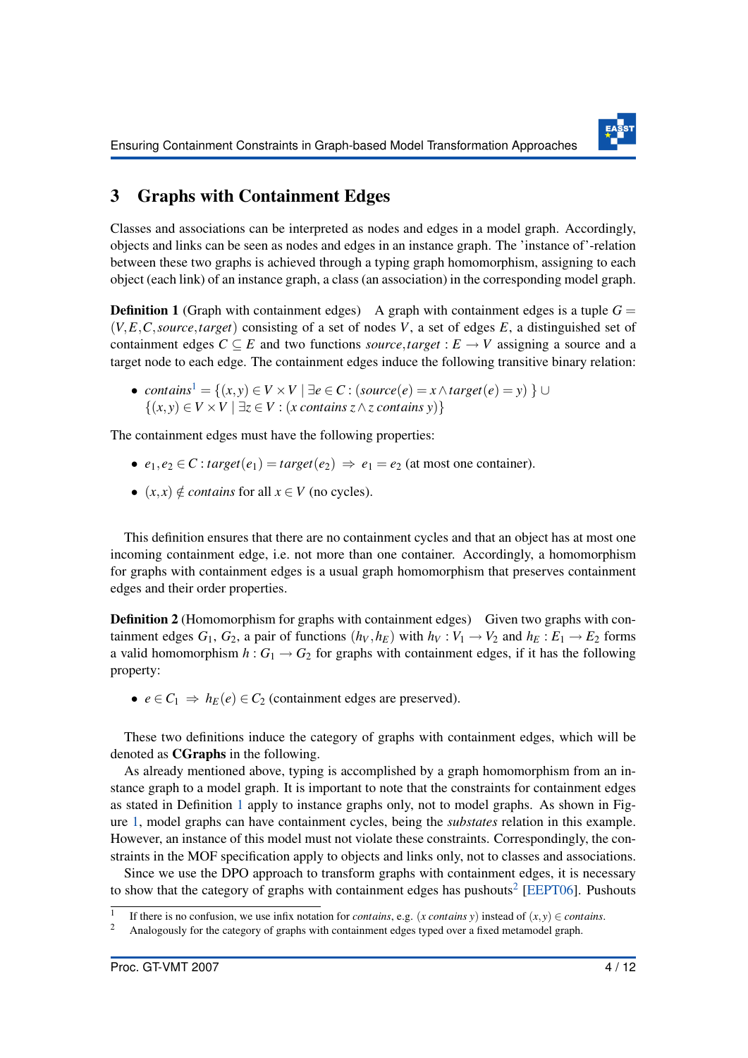# 3 Graphs with Containment Edges

Classes and associations can be interpreted as nodes and edges in a model graph. Accordingly, objects and links can be seen as nodes and edges in an instance graph. The 'instance of'-relation between these two graphs is achieved through a typing graph homomorphism, assigning to each object (each link) of an instance graph, a class (an association) in the corresponding model graph.

**Definition 1** (Graph with containment edges) A graph with containment edges is a tuple $G = (V, E, C, source, target)$ consisting of a set of nodes $V$, a set of edges $E$, a distinguished set of containment edges $C \subseteq E$ and two functions $source, target : E \rightarrow V$ assigning a source and a target node to each edge. The containment edges induce the following transitive binary relation:

- $contains$[1] $= \{(x,y) \in V \times V \mid \exists e \in C : (source(e) = x \wedge target(e) = y)\ \} \cup$
  $\{(x,y) \in V \times V \mid \exists z \in V : (x \; contains \; z \wedge z \; contains \; y)\}$

The containment edges must have the following properties:

- $e_1, e_2 \in C : target(e_1) = target(e_2) \ \Rightarrow \ e_1 = e_2$ (at most one container).
- $(x,x) \notin contains$ for all $x \in V$ (no cycles).

This definition ensures that there are no containment cycles and that an object has at most one incoming containment edge, i.e. not more than one container. Accordingly, a homomorphism for graphs with containment edges is a usual graph homomorphism that preserves containment edges and their order properties.

**Definition 2** (Homomorphism for graphs with containment edges) Given two graphs with containment edges $G_1$, $G_2$, a pair of functions $(h_V, h_E)$ with $h_V : V_1 \rightarrow V_2$ and $h_E : E_1 \rightarrow E_2$ forms a valid homomorphism $h : G_1 \rightarrow G_2$ for graphs with containment edges, if it has the following property:

- $e \in C_1 \ \Rightarrow \ h_E(e) \in C_2$ (containment edges are preserved).

These two definitions induce the category of graphs with containment edges, which will be denoted as **CGraphs** in the following.

As already mentioned above, typing is accomplished by a graph homomorphism from an instance graph to a model graph. It is important to note that the constraints for containment edges as stated in Definition 1 apply to instance graphs only, not to model graphs. As shown in Figure 1, model graphs can have containment cycles, being the *substates* relation in this example. However, an instance of this model must not violate these constraints. Correspondingly, the constraints in the MOF specification apply to objects and links only, not to classes and associations.

Since we use the DPO approach to transform graphs with containment edges, it is necessary to show that the category of graphs with containment edges has pushouts[2] [EEPT06]. Pushouts

[1] If there is no confusion, we use infix notation for *contains*, e.g. $(x \; contains \; y)$ instead of $(x,y) \in contains$.

[2] Analogously for the category of graphs with containment edges typed over a fixed metamodel graph.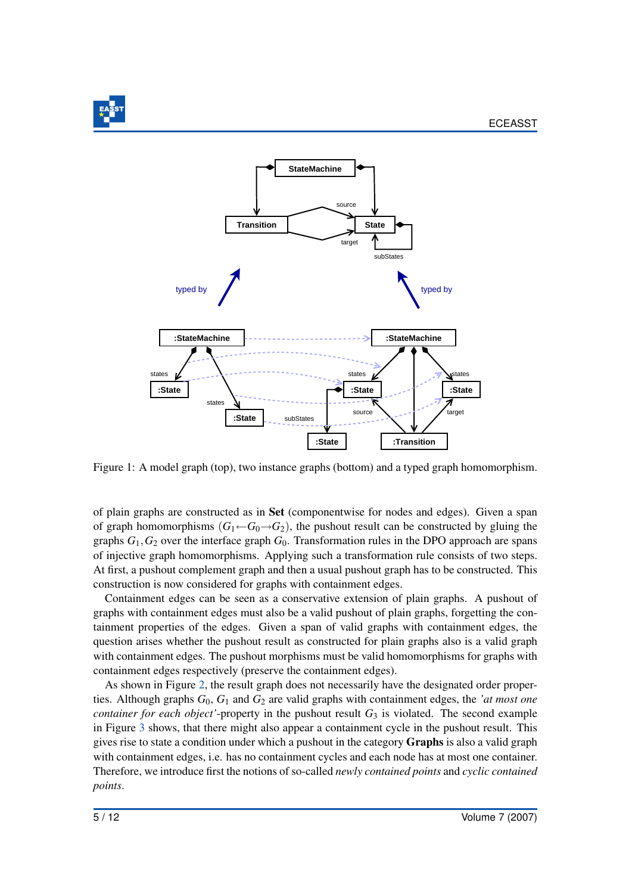Figure 1: A model graph (top), two instance graphs (bottom) and a typed graph homomorphism.

of plain graphs are constructed as in **Set** (componentwise for nodes and edges). Given a span of graph homomorphisms ($G_1 \leftarrow G_0 \rightarrow G_2$), the pushout result can be constructed by gluing the graphs $G_1, G_2$ over the interface graph $G_0$. Transformation rules in the DPO approach are spans of injective graph homomorphisms. Applying such a transformation rule consists of two steps. At first, a pushout complement graph and then a usual pushout graph has to be constructed. This construction is now considered for graphs with containment edges.

Containment edges can be seen as a conservative extension of plain graphs. A pushout of graphs with containment edges must also be a valid pushout of plain graphs, forgetting the containment properties of the edges. Given a span of valid graphs with containment edges, the question arises whether the pushout result as constructed for plain graphs also is a valid graph with containment edges. The pushout morphisms must be valid homomorphisms for graphs with containment edges respectively (preserve the containment edges).

As shown in Figure 2, the result graph does not necessarily have the designated order properties. Although graphs $G_0$, $G_1$ and $G_2$ are valid graphs with containment edges, the *'at most one container for each object'*-property in the pushout result $G_3$ is violated. The second example in Figure 3 shows, that there might also appear a containment cycle in the pushout result. This gives rise to state a condition under which a pushout in the category **Graphs** is also a valid graph with containment edges, i.e. has no containment cycles and each node has at most one container. Therefore, we introduce first the notions of so-called *newly contained points* and *cyclic contained points*.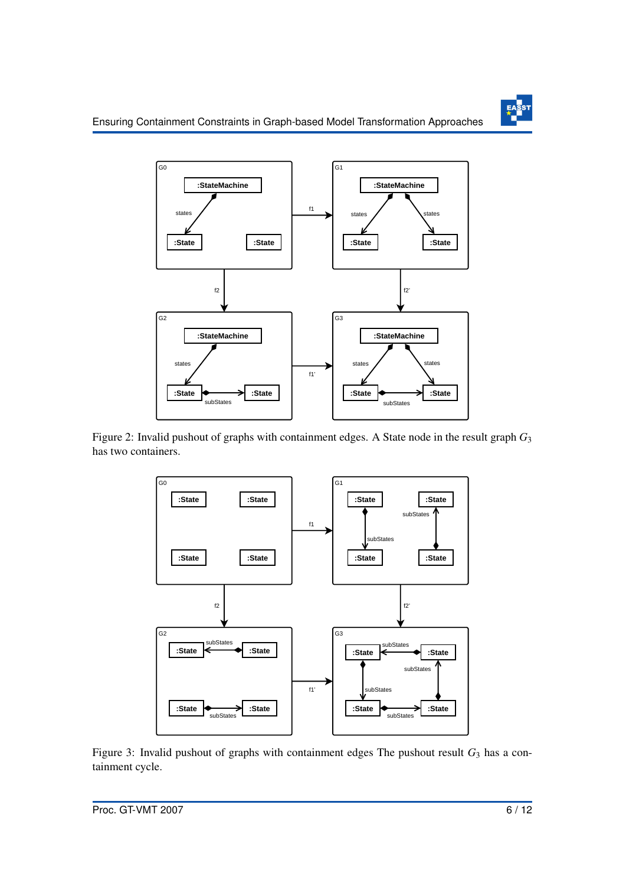Figure 2: Invalid pushout of graphs with containment edges. A State node in the result graph $G_3$ has two containers.

Figure 3: Invalid pushout of graphs with containment edges The pushout result $G_3$ has a containment cycle.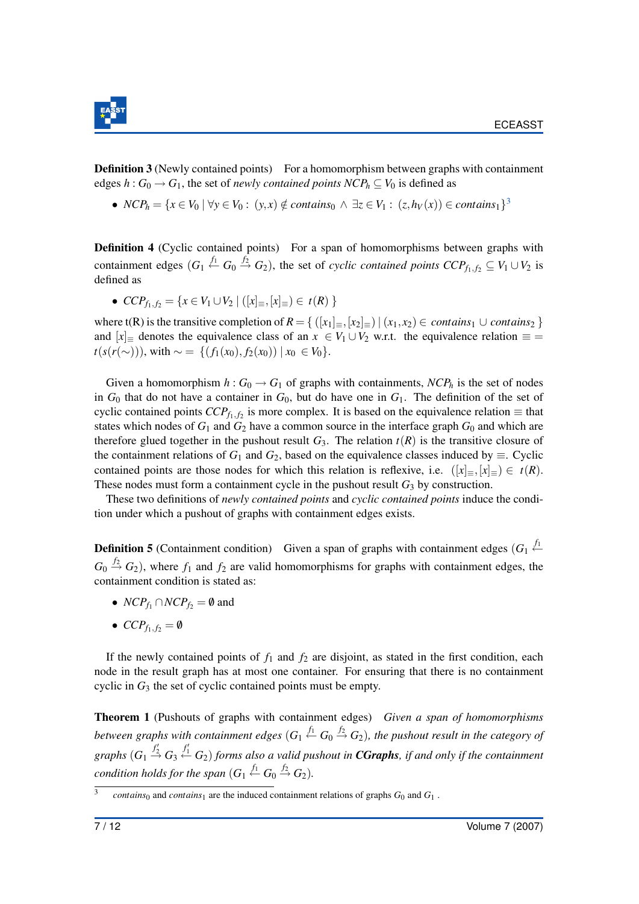**Definition 3** (Newly contained points) For a homomorphism between graphs with containment edges $h : G_0 \rightarrow G_1$, the set of *newly contained points* $NCP_h \subseteq V_0$ is defined as

- $NCP_h = \{x \in V_0 \mid \forall y \in V_0 : (y,x) \notin contains_0 \land \exists z \in V_1 : (z, h_V(x)) \in contains_1\}$[3]

**Definition 4** (Cyclic contained points) For a span of homomorphisms between graphs with containment edges $(G_1 \stackrel{f_1}{\leftarrow} G_0 \stackrel{f_2}{\rightarrow} G_2)$, the set of *cyclic contained points* $CCP_{f_1,f_2} \subseteq V_1 \cup V_2$ is defined as

- $CCP_{f_1,f_2} = \{x \in V_1 \cup V_2 \mid ([x]_\equiv, [x]_\equiv) \in t(R)\ \}$

where t(R) is the transitive completion of $R = \{\ ([x_1]_\equiv, [x_2]_\equiv) \mid (x_1, x_2) \in contains_1 \cup contains_2\ \}$ and $[x]_\equiv$ denotes the equivalence class of an $x \in V_1 \cup V_2$ w.r.t. the equivalence relation $\equiv = t(s(r(\sim)))$, with $\sim = \{(f_1(x_0), f_2(x_0)) \mid x_0 \in V_0\}$.

Given a homomorphism $h : G_0 \rightarrow G_1$ of graphs with containments, $NCP_h$ is the set of nodes in $G_0$ that do not have a container in $G_0$, but do have one in $G_1$. The definition of the set of cyclic contained points $CCP_{f_1,f_2}$ is more complex. It is based on the equivalence relation $\equiv$ that states which nodes of $G_1$ and $G_2$ have a common source in the interface graph $G_0$ and which are therefore glued together in the pushout result $G_3$. The relation $t(R)$ is the transitive closure of the containment relations of $G_1$ and $G_2$, based on the equivalence classes induced by $\equiv$. Cyclic contained points are those nodes for which this relation is reflexive, i.e. $([x]_\equiv, [x]_\equiv) \in t(R)$. These nodes must form a containment cycle in the pushout result $G_3$ by construction.

These two definitions of *newly contained points* and *cyclic contained points* induce the condition under which a pushout of graphs with containment edges exists.

**Definition 5** (Containment condition) Given a span of graphs with containment edges $(G_1 \stackrel{f_1}{\leftarrow} G_0 \stackrel{f_2}{\rightarrow} G_2)$, where $f_1$ and $f_2$ are valid homomorphisms for graphs with containment edges, the containment condition is stated as:

- $NCP_{f_1} \cap NCP_{f_2} = \emptyset$ and
- $CCP_{f_1,f_2} = \emptyset$

If the newly contained points of $f_1$ and $f_2$ are disjoint, as stated in the first condition, each node in the result graph has at most one container. For ensuring that there is no containment cyclic in $G_3$ the set of cyclic contained points must be empty.

**Theorem 1** (Pushouts of graphs with containment edges) *Given a span of homomorphisms between graphs with containment edges $(G_1 \stackrel{f_1}{\leftarrow} G_0 \stackrel{f_2}{\rightarrow} G_2)$, the pushout result in the category of graphs $(G_1 \stackrel{f_2'}{\rightarrow} G_3 \stackrel{f_1'}{\leftarrow} G_2)$ forms also a valid pushout in **CGraphs**, if and only if the containment condition holds for the span $(G_1 \stackrel{f_1}{\leftarrow} G_0 \stackrel{f_2}{\rightarrow} G_2)$.*

[3] $contains_0$ and $contains_1$ are the induced containment relations of graphs $G_0$ and $G_1$.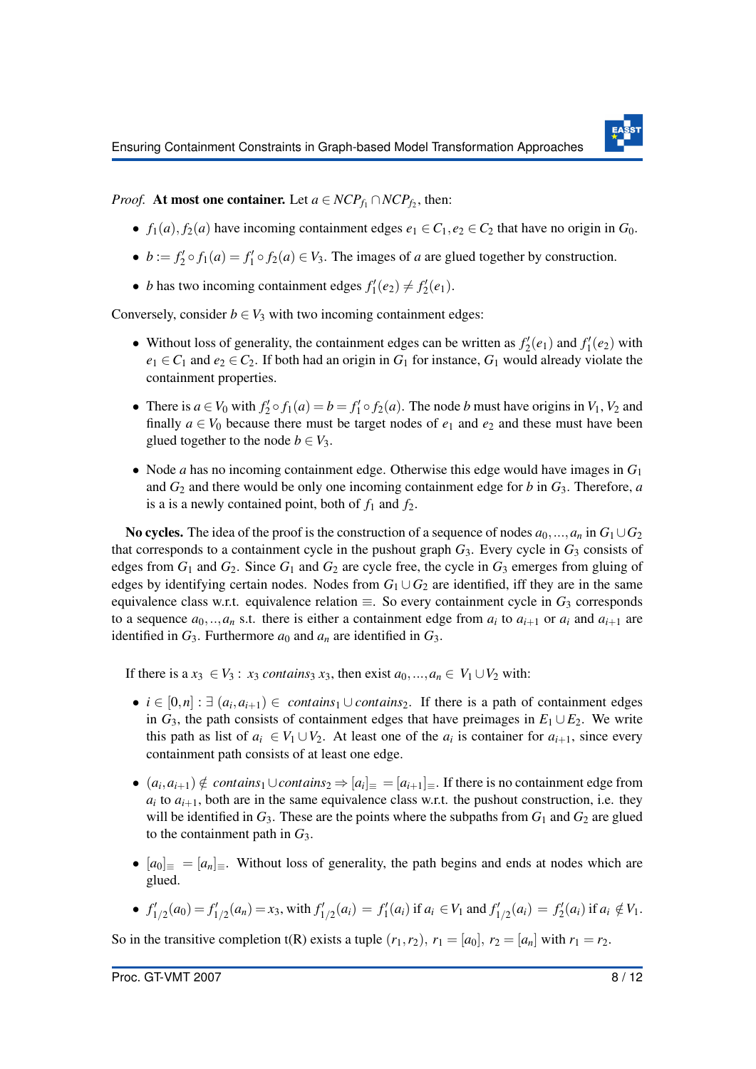*Proof.* **At most one container.** Let $a \in NCP_{f_1} \cap NCP_{f_2}$, then:

- $f_1(a), f_2(a)$ have incoming containment edges $e_1 \in C_1, e_2 \in C_2$ that have no origin in $G_0$.
- $b := f_2' \circ f_1(a) = f_1' \circ f_2(a) \in V_3$. The images of $a$ are glued together by construction.
- $b$ has two incoming containment edges $f_1'(e_2) \neq f_2'(e_1)$.

Conversely, consider $b \in V_3$ with two incoming containment edges:

- Without loss of generality, the containment edges can be written as $f_2'(e_1)$ and $f_1'(e_2)$ with $e_1 \in C_1$ and $e_2 \in C_2$. If both had an origin in $G_1$ for instance, $G_1$ would already violate the containment properties.
- There is $a \in V_0$ with $f_2' \circ f_1(a) = b = f_1' \circ f_2(a)$. The node $b$ must have origins in $V_1, V_2$ and finally $a \in V_0$ because there must be target nodes of $e_1$ and $e_2$ and these must have been glued together to the node $b \in V_3$.
- Node $a$ has no incoming containment edge. Otherwise this edge would have images in $G_1$ and $G_2$ and there would be only one incoming containment edge for $b$ in $G_3$. Therefore, $a$ is a is a newly contained point, both of $f_1$ and $f_2$.

**No cycles.** The idea of the proof is the construction of a sequence of nodes $a_0, \ldots, a_n$ in $G_1 \cup G_2$ that corresponds to a containment cycle in the pushout graph $G_3$. Every cycle in $G_3$ consists of edges from $G_1$ and $G_2$. Since $G_1$ and $G_2$ are cycle free, the cycle in $G_3$ emerges from gluing of edges by identifying certain nodes. Nodes from $G_1 \cup G_2$ are identified, iff they are in the same equivalence class w.r.t. equivalence relation $\equiv$. So every containment cycle in $G_3$ corresponds to a sequence $a_0, .., a_n$ s.t. there is either a containment edge from $a_i$ to $a_{i+1}$ or $a_i$ and $a_{i+1}$ are identified in $G_3$. Furthermore $a_0$ and $a_n$ are identified in $G_3$.

If there is a $x_3 \in V_3 : x_3 \; contains_3 \; x_3$, then exist $a_0, \ldots, a_n \in V_1 \cup V_2$ with:

- $i \in [0, n] : \exists \, (a_i, a_{i+1}) \in contains_1 \cup contains_2$. If there is a path of containment edges in $G_3$, the path consists of containment edges that have preimages in $E_1 \cup E_2$. We write this path as list of $a_i \in V_1 \cup V_2$. At least one of the $a_i$ is container for $a_{i+1}$, since every containment path consists of at least one edge.
- $(a_i, a_{i+1}) \notin contains_1 \cup contains_2 \Rightarrow [a_i]_\equiv = [a_{i+1}]_\equiv$. If there is no containment edge from $a_i$ to $a_{i+1}$, both are in the same equivalence class w.r.t. the pushout construction, i.e. they will be identified in $G_3$. These are the points where the subpaths from $G_1$ and $G_2$ are glued to the containment path in $G_3$.
- $[a_0]_\equiv = [a_n]_\equiv$. Without loss of generality, the path begins and ends at nodes which are glued.
- $f_{1/2}'(a_0) = f_{1/2}'(a_n) = x_3$, with $f_{1/2}'(a_i) = f_1'(a_i)$ if $a_i \in V_1$ and $f_{1/2}'(a_i) = f_2'(a_i)$ if $a_i \notin V_1$.

So in the transitive completion t(R) exists a tuple $(r_1, r_2)$, $r_1 = [a_0]$, $r_2 = [a_n]$ with $r_1 = r_2$.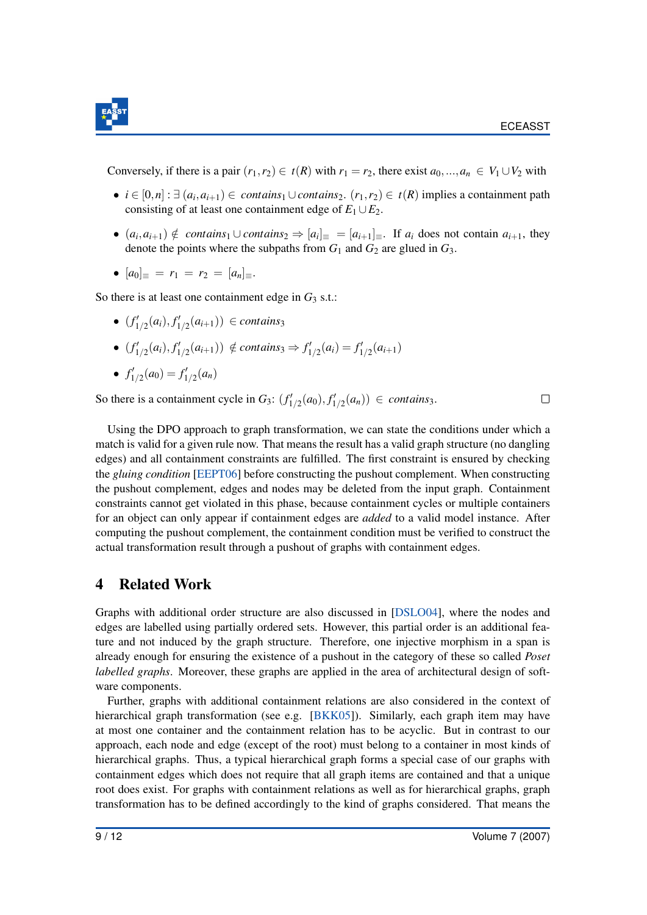Conversely, if there is a pair $(r_1,r_2) \in t(R)$ with $r_1 = r_2$, there exist $a_0,...,a_n \in V_1 \cup V_2$ with

- $i \in [0,n] : \exists\, (a_i,a_{i+1}) \in \mathit{contains}_1 \cup \mathit{contains}_2$. $(r_1,r_2) \in t(R)$ implies a containment path consisting of at least one containment edge of $E_1 \cup E_2$.
- $(a_i,a_{i+1}) \notin \mathit{contains}_1 \cup \mathit{contains}_2 \Rightarrow [a_i]_\equiv = [a_{i+1}]_\equiv$. If $a_i$ does not contain $a_{i+1}$, they denote the points where the subpaths from $G_1$ and $G_2$ are glued in $G_3$.
- $[a_0]_\equiv = r_1 = r_2 = [a_n]_\equiv$.

So there is at least one containment edge in $G_3$ s.t.:

- $(f'_{1/2}(a_i), f'_{1/2}(a_{i+1})) \in \mathit{contains}_3$
- $(f'_{1/2}(a_i), f'_{1/2}(a_{i+1})) \notin \mathit{contains}_3 \Rightarrow f'_{1/2}(a_i) = f'_{1/2}(a_{i+1})$
- $f'_{1/2}(a_0) = f'_{1/2}(a_n)$

So there is a containment cycle in $G_3$: $(f'_{1/2}(a_0), f'_{1/2}(a_n)) \in \mathit{contains}_3$. □

Using the DPO approach to graph transformation, we can state the conditions under which a match is valid for a given rule now. That means the result has a valid graph structure (no dangling edges) and all containment constraints are fulfilled. The first constraint is ensured by checking the *gluing condition* [EEPT06] before constructing the pushout complement. When constructing the pushout complement, edges and nodes may be deleted from the input graph. Containment constraints cannot get violated in this phase, because containment cycles or multiple containers for an object can only appear if containment edges are *added* to a valid model instance. After computing the pushout complement, the containment condition must be verified to construct the actual transformation result through a pushout of graphs with containment edges.

## 4 Related Work

Graphs with additional order structure are also discussed in [DSLO04], where the nodes and edges are labelled using partially ordered sets. However, this partial order is an additional feature and not induced by the graph structure. Therefore, one injective morphism in a span is already enough for ensuring the existence of a pushout in the category of these so called *Poset labelled graphs*. Moreover, these graphs are applied in the area of architectural design of software components.

Further, graphs with additional containment relations are also considered in the context of hierarchical graph transformation (see e.g. [BKK05]). Similarly, each graph item may have at most one container and the containment relation has to be acyclic. But in contrast to our approach, each node and edge (except of the root) must belong to a container in most kinds of hierarchical graphs. Thus, a typical hierarchical graph forms a special case of our graphs with containment edges which does not require that all graph items are contained and that a unique root does exist. For graphs with containment relations as well as for hierarchical graphs, graph transformation has to be defined accordingly to the kind of graphs considered. That means the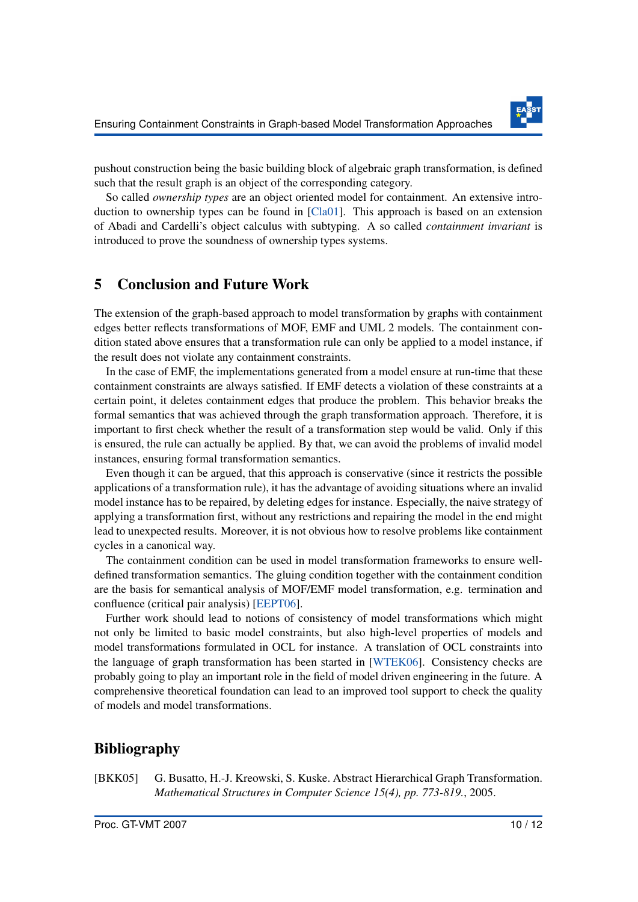pushout construction being the basic building block of algebraic graph transformation, is defined such that the result graph is an object of the corresponding category.

So called *ownership types* are an object oriented model for containment. An extensive introduction to ownership types can be found in [Cla01]. This approach is based on an extension of Abadi and Cardelli's object calculus with subtyping. A so called *containment invariant* is introduced to prove the soundness of ownership types systems.

## 5 Conclusion and Future Work

The extension of the graph-based approach to model transformation by graphs with containment edges better reflects transformations of MOF, EMF and UML 2 models. The containment condition stated above ensures that a transformation rule can only be applied to a model instance, if the result does not violate any containment constraints.

In the case of EMF, the implementations generated from a model ensure at run-time that these containment constraints are always satisfied. If EMF detects a violation of these constraints at a certain point, it deletes containment edges that produce the problem. This behavior breaks the formal semantics that was achieved through the graph transformation approach. Therefore, it is important to first check whether the result of a transformation step would be valid. Only if this is ensured, the rule can actually be applied. By that, we can avoid the problems of invalid model instances, ensuring formal transformation semantics.

Even though it can be argued, that this approach is conservative (since it restricts the possible applications of a transformation rule), it has the advantage of avoiding situations where an invalid model instance has to be repaired, by deleting edges for instance. Especially, the naive strategy of applying a transformation first, without any restrictions and repairing the model in the end might lead to unexpected results. Moreover, it is not obvious how to resolve problems like containment cycles in a canonical way.

The containment condition can be used in model transformation frameworks to ensure well-defined transformation semantics. The gluing condition together with the containment condition are the basis for semantical analysis of MOF/EMF model transformation, e.g. termination and confluence (critical pair analysis) [EEPT06].

Further work should lead to notions of consistency of model transformations which might not only be limited to basic model constraints, but also high-level properties of models and model transformations formulated in OCL for instance. A translation of OCL constraints into the language of graph transformation has been started in [WTEK06]. Consistency checks are probably going to play an important role in the field of model driven engineering in the future. A comprehensive theoretical foundation can lead to an improved tool support to check the quality of models and model transformations.

## Bibliography

[BKK05] G. Busatto, H.-J. Kreowski, S. Kuske. Abstract Hierarchical Graph Transformation. *Mathematical Structures in Computer Science 15(4), pp. 773-819.*, 2005.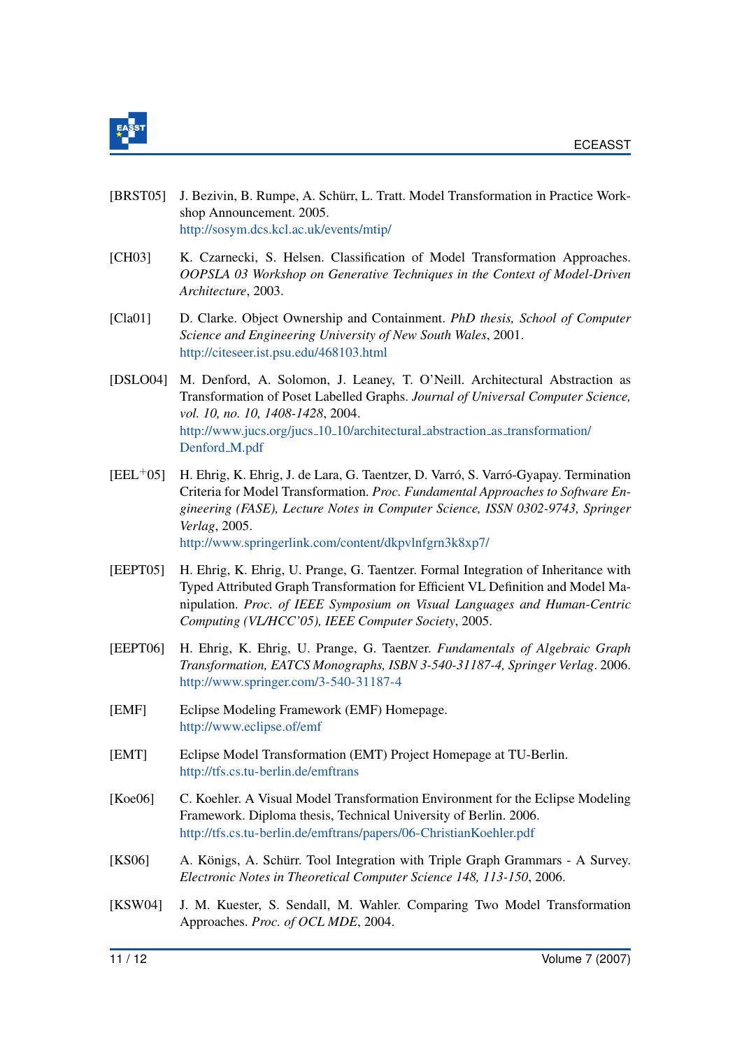[BRST05] J. Bezivin, B. Rumpe, A. Schürr, L. Tratt. Model Transformation in Practice Workshop Announcement. 2005.
http://sosym.dcs.kcl.ac.uk/events/mtip/

[CH03] K. Czarnecki, S. Helsen. Classification of Model Transformation Approaches. *OOPSLA 03 Workshop on Generative Techniques in the Context of Model-Driven Architecture*, 2003.

[Cla01] D. Clarke. Object Ownership and Containment. *PhD thesis, School of Computer Science and Engineering University of New South Wales*, 2001.
http://citeseer.ist.psu.edu/468103.html

[DSLO04] M. Denford, A. Solomon, J. Leaney, T. O'Neill. Architectural Abstraction as Transformation of Poset Labelled Graphs. *Journal of Universal Computer Science, vol. 10, no. 10, 1408-1428*, 2004.
http://www.jucs.org/jucs_10_10/architectural_abstraction_as_transformation/Denford_M.pdf

[EEL+05] H. Ehrig, K. Ehrig, J. de Lara, G. Taentzer, D. Varró, S. Varró-Gyapay. Termination Criteria for Model Transformation. *Proc. Fundamental Approaches to Software Engineering (FASE), Lecture Notes in Computer Science, ISSN 0302-9743, Springer Verlag*, 2005.
http://www.springerlink.com/content/dkpvlnfgrn3k8xp7/

[EEPT05] H. Ehrig, K. Ehrig, U. Prange, G. Taentzer. Formal Integration of Inheritance with Typed Attributed Graph Transformation for Efficient VL Definition and Model Manipulation. *Proc. of IEEE Symposium on Visual Languages and Human-Centric Computing (VL/HCC'05), IEEE Computer Society*, 2005.

[EEPT06] H. Ehrig, K. Ehrig, U. Prange, G. Taentzer. *Fundamentals of Algebraic Graph Transformation, EATCS Monographs, ISBN 3-540-31187-4, Springer Verlag*. 2006.
http://www.springer.com/3-540-31187-4

[EMF] Eclipse Modeling Framework (EMF) Homepage.
http://www.eclipse.of/emf

[EMT] Eclipse Model Transformation (EMT) Project Homepage at TU-Berlin.
http://tfs.cs.tu-berlin.de/emftrans

[Koe06] C. Koehler. A Visual Model Transformation Environment for the Eclipse Modeling Framework. Diploma thesis, Technical University of Berlin. 2006.
http://tfs.cs.tu-berlin.de/emftrans/papers/06-ChristianKoehler.pdf

[KS06] A. Königs, A. Schürr. Tool Integration with Triple Graph Grammars - A Survey. *Electronic Notes in Theoretical Computer Science 148, 113-150*, 2006.

[KSW04] J. M. Kuester, S. Sendall, M. Wahler. Comparing Two Model Transformation Approaches. *Proc. of OCL MDE*, 2004.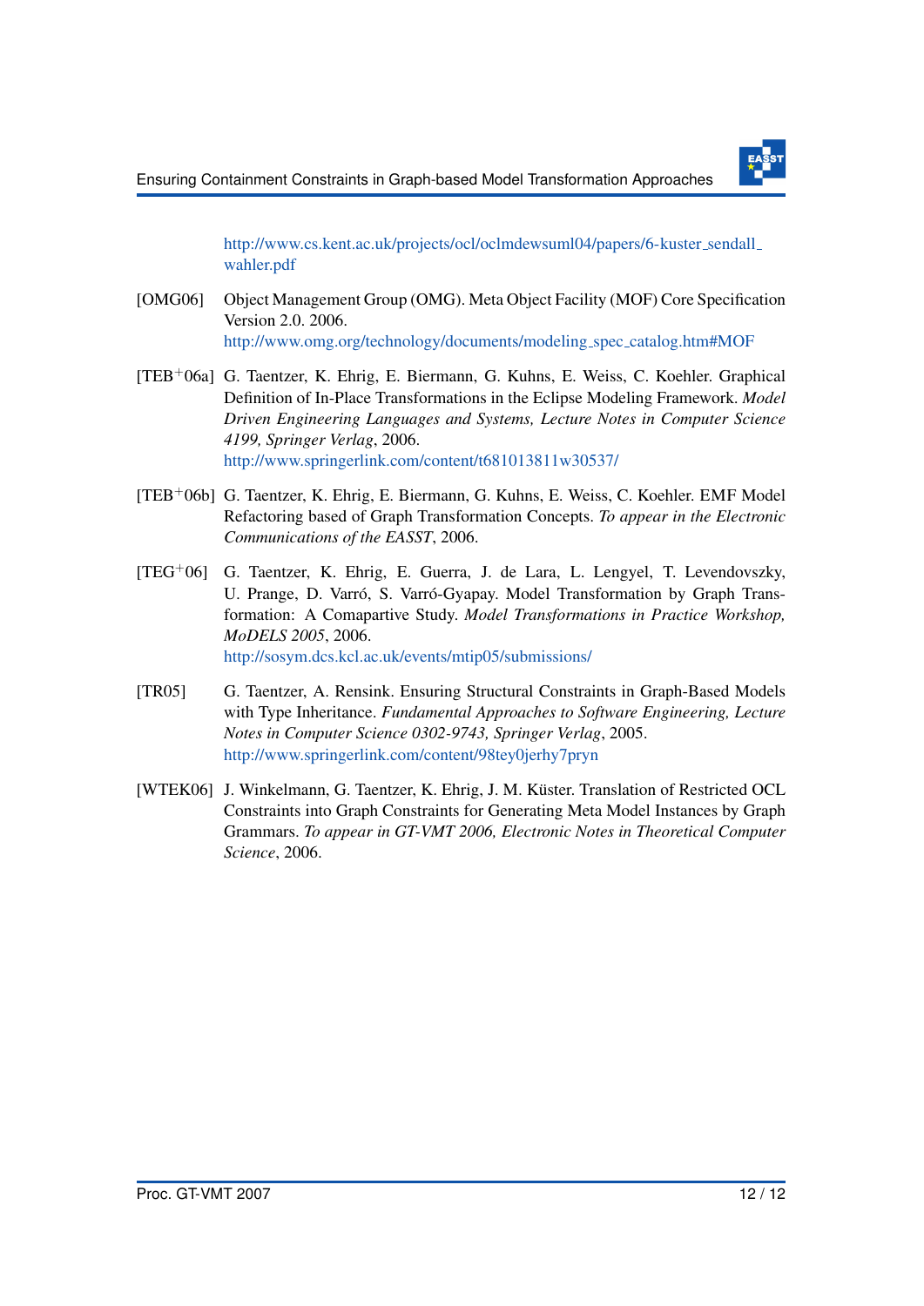http://www.cs.kent.ac.uk/projects/ocl/oclmdewsuml04/papers/6-kuster_sendall_wahler.pdf

[OMG06] Object Management Group (OMG). Meta Object Facility (MOF) Core Specification Version 2.0. 2006.
http://www.omg.org/technology/documents/modeling_spec_catalog.htm#MOF

[TEB+06a] G. Taentzer, K. Ehrig, E. Biermann, G. Kuhns, E. Weiss, C. Koehler. Graphical Definition of In-Place Transformations in the Eclipse Modeling Framework. *Model Driven Engineering Languages and Systems, Lecture Notes in Computer Science 4199, Springer Verlag*, 2006.
http://www.springerlink.com/content/t681013811w30537/

[TEB+06b] G. Taentzer, K. Ehrig, E. Biermann, G. Kuhns, E. Weiss, C. Koehler. EMF Model Refactoring based of Graph Transformation Concepts. *To appear in the Electronic Communications of the EASST*, 2006.

[TEG+06] G. Taentzer, K. Ehrig, E. Guerra, J. de Lara, L. Lengyel, T. Levendovszky, U. Prange, D. Varró, S. Varró-Gyapay. Model Transformation by Graph Transformation: A Comapartive Study. *Model Transformations in Practice Workshop, MoDELS 2005*, 2006.
http://sosym.dcs.kcl.ac.uk/events/mtip05/submissions/

[TR05] G. Taentzer, A. Rensink. Ensuring Structural Constraints in Graph-Based Models with Type Inheritance. *Fundamental Approaches to Software Engineering, Lecture Notes in Computer Science 0302-9743, Springer Verlag*, 2005.
http://www.springerlink.com/content/98tey0jerhy7pryn

[WTEK06] J. Winkelmann, G. Taentzer, K. Ehrig, J. M. Küster. Translation of Restricted OCL Constraints into Graph Constraints for Generating Meta Model Instances by Graph Grammars. *To appear in GT-VMT 2006, Electronic Notes in Theoretical Computer Science*, 2006.